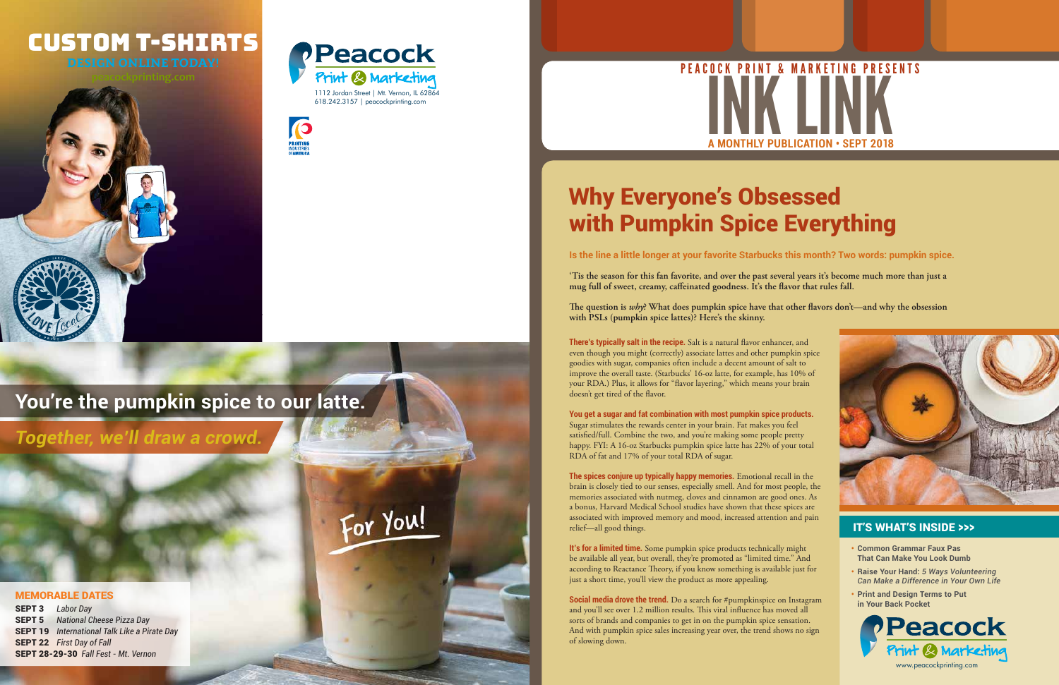# CUSTOM T-SHIRTS

**DESIGN ONLINE TODAY!**

peacockprinting.com

Peacock Print & Marketing

1112 Jordan Street | Mt. Vernon, IL 62864
618.242.3157 | peacockprinting.com

## You're the pumpkin spice to our latte.

***Together, we'll draw a crowd.***

### MEMORABLE DATES

**SEPT 3** *Labor Day*
**SEPT 5** *National Cheese Pizza Day*
**SEPT 19** *International Talk Like a Pirate Day*
**SEPT 22** *First Day of Fall*
**SEPT 28-29-30** *Fall Fest - Mt. Vernon*

PEACOCK PRINT & MARKETING PRESENTS

# INK LINK

A MONTHLY PUBLICATION • SEPT 2018

# Why Everyone's Obsessed with Pumpkin Spice Everything

**Is the line a little longer at your favorite Starbucks this month? Two words: pumpkin spice.**

**'Tis the season for this fan favorite, and over the past several years it's become much more than just a mug full of sweet, creamy, caffeinated goodness. It's the flavor that rules fall.**

**The question is *why*? What does pumpkin spice have that other flavors don't—and why the obsession with PSLs (pumpkin spice lattes)? Here's the skinny.**

**There's typically salt in the recipe.** Salt is a natural flavor enhancer, and even though you might (correctly) associate lattes and other pumpkin spice goodies with sugar, companies often include a decent amount of salt to improve the overall taste. (Starbucks' 16-oz latte, for example, has 10% of your RDA.) Plus, it allows for "flavor layering," which means your brain doesn't get tired of the flavor.

**You get a sugar and fat combination with most pumpkin spice products.** Sugar stimulates the rewards center in your brain. Fat makes you feel satisfied/full. Combine the two, and you're making some people pretty happy. FYI: A 16-oz Starbucks pumpkin spice latte has 22% of your total RDA of fat and 17% of your total RDA of sugar.

**The spices conjure up typically happy memories.** Emotional recall in the brain is closely tied to our senses, especially smell. And for most people, the memories associated with nutmeg, cloves and cinnamon are good ones. As a bonus, Harvard Medical School studies have shown that these spices are associated with improved memory and mood, increased attention and pain relief—all good things.

**It's for a limited time.** Some pumpkin spice products technically might be available all year, but overall, they're promoted as "limited time." And according to Reactance Theory, if you know something is available just for just a short time, you'll view the product as more appealing.

**Social media drove the trend.** Do a search for #pumpkinspice on Instagram and you'll see over 1.2 million results. This viral influence has moved all sorts of brands and companies to get in on the pumpkin spice sensation. And with pumpkin spice sales increasing year over, the trend shows no sign of slowing down.

## IT'S WHAT'S INSIDE >>>

- **Common Grammar Faux Pas That Can Make You Look Dumb**
- **Raise Your Hand:** ***5 Ways Volunteering Can Make a Difference in Your Own Life***
- **Print and Design Terms to Put in Your Back Pocket**

Peacock Print & Marketing
www.peacockprinting.com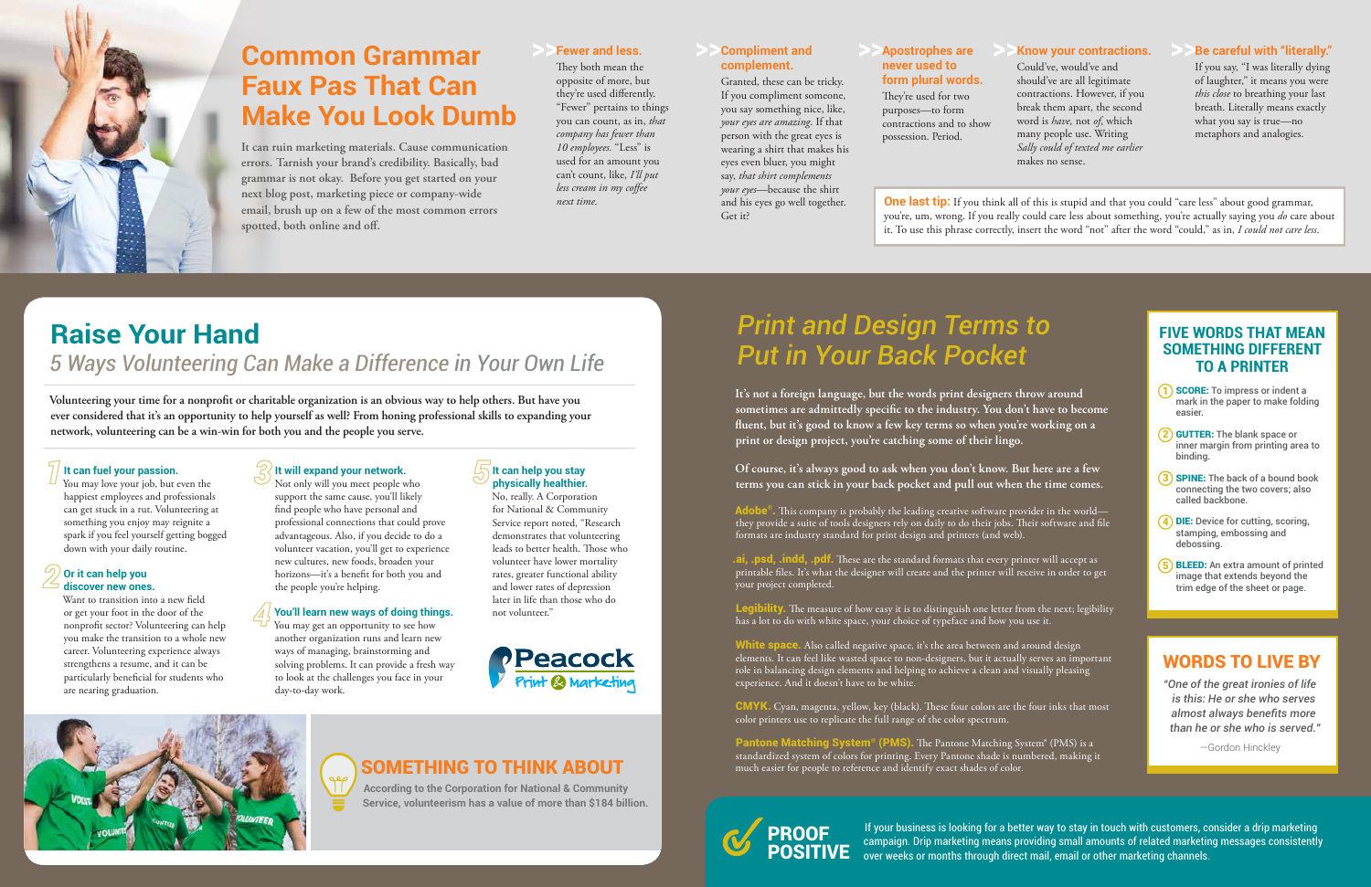# Common Grammar Faux Pas That Can Make You Look Dumb

It can ruin marketing materials. Cause communication errors. Tarnish your brand's credibility. Basically, bad grammar is not okay. Before you get started on your next blog post, marketing piece or company-wide email, brush up on a few of the most common errors spotted, both online and off.

**>>Fewer and less.**

They both mean the opposite of more, but they're used differently. "Fewer" pertains to things you can count, as in, *that company has fewer than 10 employees.* "Less" is used for an amount you can't count, like, *I'll put less cream in my coffee next time.*

**>>Compliment and complement.**

Granted, these can be tricky. If you compliment someone, you say something nice, like, *your eyes are amazing.* If that person with the great eyes is wearing a shirt that makes his eyes even bluer, you might say, *that shirt complements your eyes*—because the shirt and his eyes go well together. Get it?

**>>Apostrophes are never used to form plural words.**

They're used for two purposes—to form contractions and to show possession. Period.

**>>Know your contractions.**

Could've, would've and should've are all legitimate contractions. However, if you break them apart, the second word is *have,* not *of,* which many people use. Writing *Sally could of texted me earlier* makes no sense.

**>>Be careful with "literally."**

If you say, "I was literally dying of laughter," it means you were *this close* to breathing your last breath. Literally means exactly what you say is true—no metaphors and analogies.

**One last tip:** If you think all of this is stupid and that you could "care less" about good grammar, you're, um, wrong. If you really could care less about something, you're actually saying you *do* care about it. To use this phrase correctly, insert the word "not" after the word "could," as in, *I could not care less.*

# Raise Your Hand

## 5 Ways Volunteering Can Make a Difference in Your Own Life

**Volunteering your time for a nonprofit or charitable organization is an obvious way to help others. But have you ever considered that it's an opportunity to help yourself as well? From honing professional skills to expanding your network, volunteering can be a win-win for both you and the people you serve.**

**1 It can fuel your passion.**
You may love your job, but even the happiest employees and professionals can get stuck in a rut. Volunteering at something you enjoy may reignite a spark if you feel yourself getting bogged down with your daily routine.

**2 Or it can help you discover new ones.**
Want to transition into a new field or get your foot in the door of the nonprofit sector? Volunteering can help you make the transition to a whole new career. Volunteering experience always strengthens a resume, and it can be particularly beneficial for students who are nearing graduation.

**3 It will expand your network.**
Not only will you meet people who support the same cause, you'll likely find people who have personal and professional connections that could prove advantageous. Also, if you decide to do a volunteer vacation, you'll get to experience new cultures, new foods, broaden your horizons—it's a benefit for both you and the people you're helping.

**4 You'll learn new ways of doing things.**
You may get an opportunity to see how another organization runs and learn new ways of managing, brainstorming and solving problems. It can provide a fresh way to look at the challenges you face in your day-to-day work.

**5 It can help you stay physically healthier.**
No, really. A Corporation for National & Community Service report noted, "Research demonstrates that volunteering leads to better health. Those who volunteer have lower mortality rates, greater functional ability and lower rates of depression later in life than those who do not volunteer."

Peacock Print & Marketing

## SOMETHING TO THINK ABOUT

According to the Corporation for National & Community Service, volunteerism has a value of more than $184 billion.

# Print and Design Terms to Put in Your Back Pocket

**It's not a foreign language, but the words print designers throw around sometimes are admittedly specific to the industry. You don't have to become fluent, but it's good to know a few key terms so when you're working on a print or design project, you're catching some of their lingo.**

**Of course, it's always good to ask when you don't know. But here are a few terms you can stick in your back pocket and pull out when the time comes.**

**Adobe®.** This company is probably the leading creative software provider in the world—they provide a suite of tools designers rely on daily to do their jobs. Their software and file formats are industry standard for print design and printers (and web).

**.ai, .psd, .indd, .pdf.** These are the standard formats that every printer will accept as printable files. It's what the designer will create and the printer will receive in order to get your project completed.

**Legibility.** The measure of how easy it is to distinguish one letter from the next; legibility has a lot to do with white space, your choice of typeface and how you use it.

**White space.** Also called negative space, it's the area between and around design elements. It can feel like wasted space to non-designers, but it actually serves an important role in balancing design elements and helping to achieve a clean and visually pleasing experience. And it doesn't have to be white.

**CMYK.** Cyan, magenta, yellow, key (black). These four colors are the four inks that most color printers use to replicate the full range of the color spectrum.

**Pantone Matching System® (PMS).** The Pantone Matching System® (PMS) is a standardized system of colors for printing. Every Pantone shade is numbered, making it much easier for people to reference and identify exact shades of color.

## FIVE WORDS THAT MEAN SOMETHING DIFFERENT TO A PRINTER

1. **SCORE:** To impress or indent a mark in the paper to make folding easier.
2. **GUTTER:** The blank space or inner margin from printing area to binding.
3. **SPINE:** The back of a bound book connecting the two covers; also called backbone.
4. **DIE:** Device for cutting, scoring, stamping, embossing and debossing.
5. **BLEED:** An extra amount of printed image that extends beyond the trim edge of the sheet or page.

## WORDS TO LIVE BY

*"One of the great ironies of life is this: He or she who serves almost always benefits more than he or she who is served."*

—Gordon Hinckley

## PROOF POSITIVE

If your business is looking for a better way to stay in touch with customers, consider a drip marketing campaign. Drip marketing means providing small amounts of related marketing messages consistently over weeks or months through direct mail, email or other marketing channels.